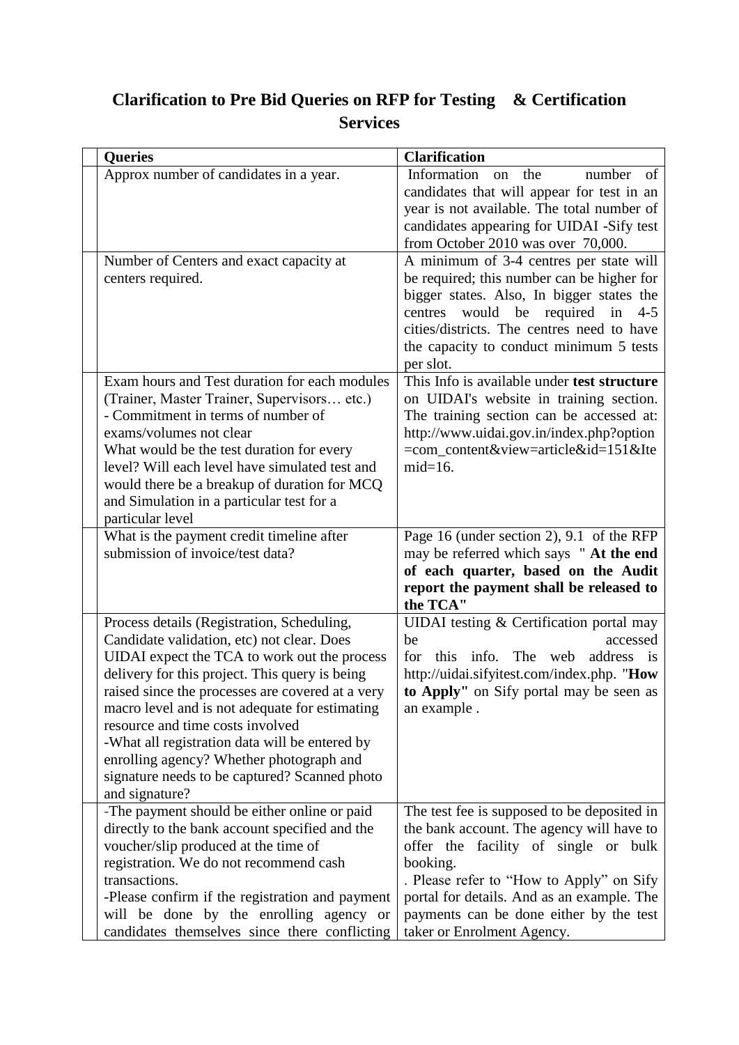# Clarification to Pre Bid Queries on RFP for Testing & Certification Services

| | Queries | Clarification |
|---|---|---|
| | Approx number of candidates in a year. | Information on the number of candidates that will appear for test in an year is not available. The total number of candidates appearing for UIDAI -Sify test from October 2010 was over 70,000. |
| | Number of Centers and exact capacity at centers required. | A minimum of 3-4 centres per state will be required; this number can be higher for bigger states. Also, In bigger states the centres would be required in 4-5 cities/districts. The centres need to have the capacity to conduct minimum 5 tests per slot. |
| | Exam hours and Test duration for each modules (Trainer, Master Trainer, Supervisors… etc.)<br>- Commitment in terms of number of exams/volumes not clear<br>What would be the test duration for every level? Will each level have simulated test and would there be a breakup of duration for MCQ and Simulation in a particular test for a particular level | This Info is available under **test structure** on UIDAI's website in training section. The training section can be accessed at: http://www.uidai.gov.in/index.php?option=com_content&view=article&id=151&Itemid=16. |
| | What is the payment credit timeline after submission of invoice/test data? | Page 16 (under section 2), 9.1 of the RFP may be referred which says " **At the end of each quarter, based on the Audit report the payment shall be released to the TCA"** |
| | Process details (Registration, Scheduling, Candidate validation, etc) not clear. Does UIDAI expect the TCA to work out the process delivery for this project. This query is being raised since the processes are covered at a very macro level and is not adequate for estimating resource and time costs involved<br>-What all registration data will be entered by enrolling agency? Whether photograph and signature needs to be captured? Scanned photo and signature? | UIDAI testing & Certification portal may be accessed for this info. The web address is http://uidai.sifyitest.com/index.php. "**How to Apply"** on Sify portal may be seen as an example . |
| | -The payment should be either online or paid directly to the bank account specified and the voucher/slip produced at the time of registration. We do not recommend cash transactions.<br>-Please confirm if the registration and payment will be done by the enrolling agency or candidates themselves since there conflicting | The test fee is supposed to be deposited in the bank account. The agency will have to offer the facility of single or bulk booking.<br>. Please refer to "How to Apply" on Sify portal for details. And as an example. The payments can be done either by the test taker or Enrolment Agency. |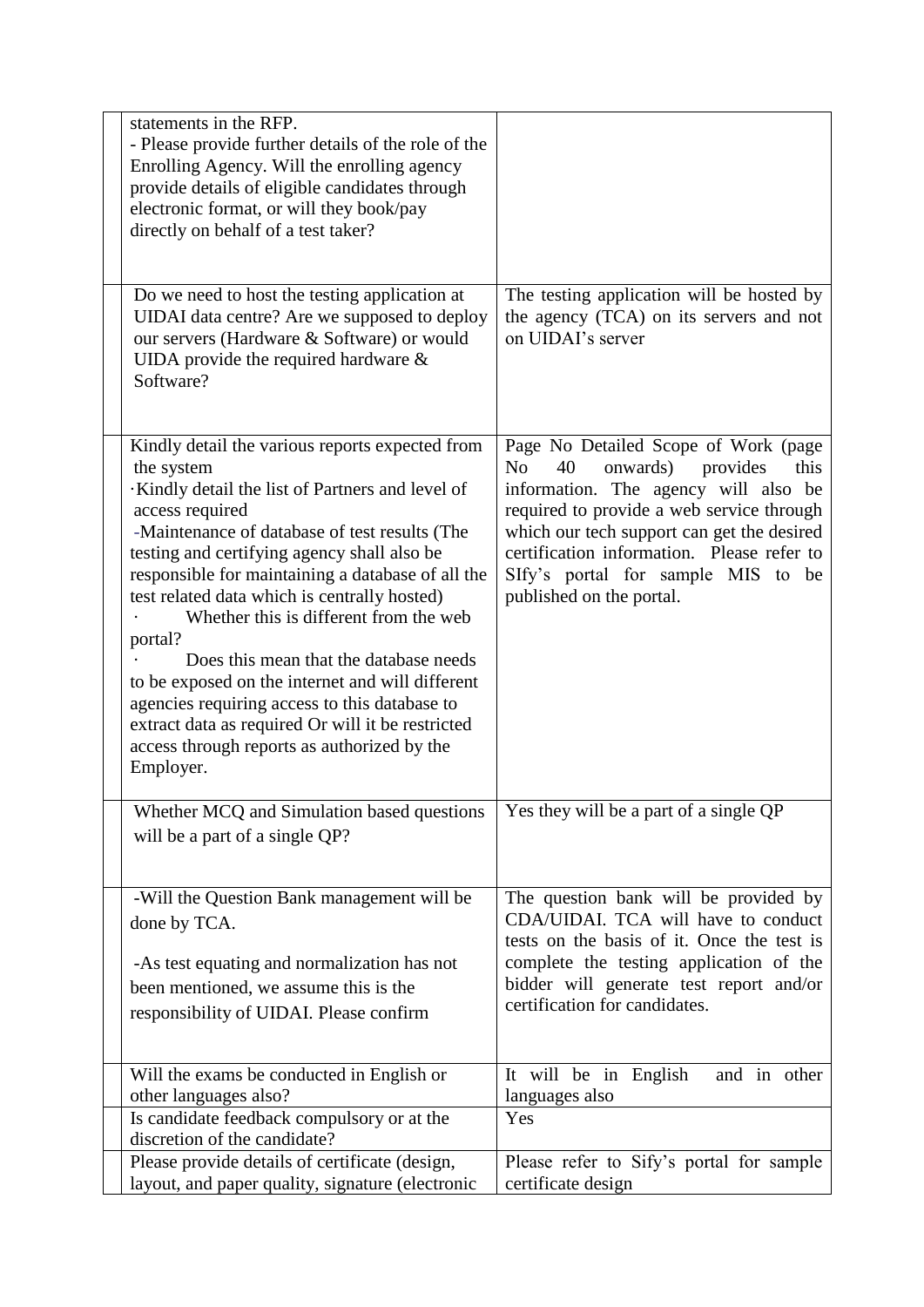|  | statements in the RFP.<br>- Please provide further details of the role of the Enrolling Agency. Will the enrolling agency provide details of eligible candidates through electronic format, or will they book/pay directly on behalf of a test taker? |  |
|---|---|---|
|  | Do we need to host the testing application at UIDAI data centre? Are we supposed to deploy our servers (Hardware & Software) or would UIDA provide the required hardware & Software? | The testing application will be hosted by the agency (TCA) on its servers and not on UIDAI's server |
|  | Kindly detail the various reports expected from the system<br>·Kindly detail the list of Partners and level of access required<br>-Maintenance of database of test results (The testing and certifying agency shall also be responsible for maintaining a database of all the test related data which is centrally hosted)<br>· Whether this is different from the web portal?<br>· Does this mean that the database needs to be exposed on the internet and will different agencies requiring access to this database to extract data as required Or will it be restricted access through reports as authorized by the Employer. | Page No Detailed Scope of Work (page No 40 onwards) provides this information. The agency will also be required to provide a web service through which our tech support can get the desired certification information. Please refer to SIfy's portal for sample MIS to be published on the portal. |
|  | Whether MCQ and Simulation based questions will be a part of a single QP? | Yes they will be a part of a single QP |
|  | -Will the Question Bank management will be done by TCA.<br>-As test equating and normalization has not been mentioned, we assume this is the responsibility of UIDAI. Please confirm | The question bank will be provided by CDA/UIDAI. TCA will have to conduct tests on the basis of it. Once the test is complete the testing application of the bidder will generate test report and/or certification for candidates. |
|  | Will the exams be conducted in English or other languages also? | It will be in English and in other languages also |
|  | Is candidate feedback compulsory or at the discretion of the candidate? | Yes |
|  | Please provide details of certificate (design, layout, and paper quality, signature (electronic | Please refer to Sify's portal for sample certificate design |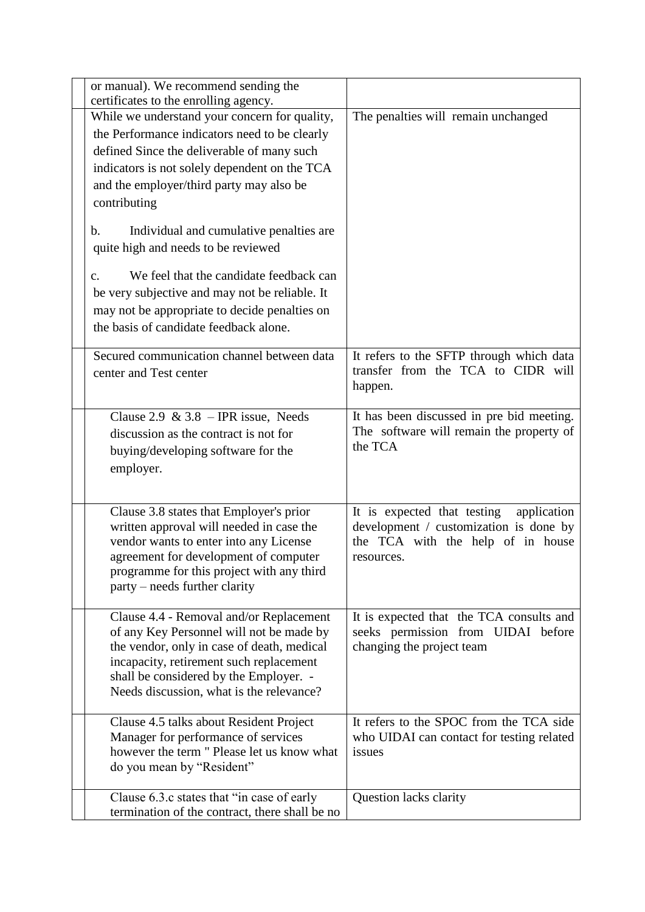| | | |
|---|---|---|
| | or manual). We recommend sending the certificates to the enrolling agency. | |
| | While we understand your concern for quality, the Performance indicators need to be clearly defined Since the deliverable of many such indicators is not solely dependent on the TCA and the employer/third party may also be contributing<br><br>b. Individual and cumulative penalties are quite high and needs to be reviewed<br><br>c. We feel that the candidate feedback can be very subjective and may not be reliable. It may not be appropriate to decide penalties on the basis of candidate feedback alone. | The penalties will remain unchanged |
| | Secured communication channel between data center and Test center | It refers to the SFTP through which data transfer from the TCA to CIDR will happen. |
| | Clause 2.9 & 3.8 – IPR issue, Needs discussion as the contract is not for buying/developing software for the employer. | It has been discussed in pre bid meeting. The software will remain the property of the TCA |
| | Clause 3.8 states that Employer's prior written approval will needed in case the vendor wants to enter into any License agreement for development of computer programme for this project with any third party – needs further clarity | It is expected that testing application development / customization is done by the TCA with the help of in house resources. |
| | Clause 4.4 - Removal and/or Replacement of any Key Personnel will not be made by the vendor, only in case of death, medical incapacity, retirement such replacement shall be considered by the Employer. - Needs discussion, what is the relevance? | It is expected that the TCA consults and seeks permission from UIDAI before changing the project team |
| | Clause 4.5 talks about Resident Project Manager for performance of services however the term " Please let us know what do you mean by "Resident" | It refers to the SPOC from the TCA side who UIDAI can contact for testing related issues |
| | Clause 6.3.c states that "in case of early termination of the contract, there shall be no | Question lacks clarity |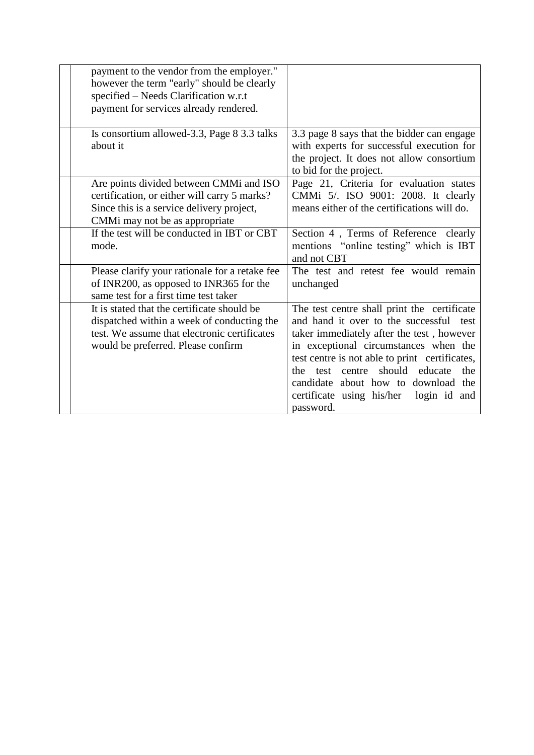| | | |
|---|---|---|
| | payment to the vendor from the employer." however the term "early" should be clearly specified – Needs Clarification w.r.t payment for services already rendered. | |
| | Is consortium allowed-3.3, Page 8 3.3 talks about it | 3.3 page 8 says that the bidder can engage with experts for successful execution for the project. It does not allow consortium to bid for the project. |
| | Are points divided between CMMi and ISO certification, or either will carry 5 marks? Since this is a service delivery project, CMMi may not be as appropriate | Page 21, Criteria for evaluation states CMMi 5/. ISO 9001: 2008. It clearly means either of the certifications will do. |
| | If the test will be conducted in IBT or CBT mode. | Section 4 , Terms of Reference clearly mentions "online testing" which is IBT and not CBT |
| | Please clarify your rationale for a retake fee of INR200, as opposed to INR365 for the same test for a first time test taker | The test and retest fee would remain unchanged |
| | It is stated that the certificate should be dispatched within a week of conducting the test. We assume that electronic certificates would be preferred. Please confirm | The test centre shall print the certificate and hand it over to the successful test taker immediately after the test , however in exceptional circumstances when the test centre is not able to print certificates, the test centre should educate the candidate about how to download the certificate using his/her login id and password. |